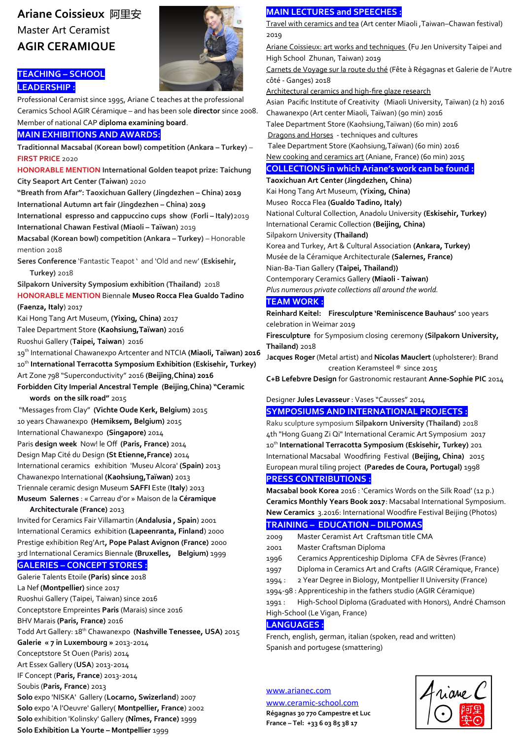# Ariane Coissieux 阿里安

Master Art Ceramist

## AGIR CERAMIQUE

### TEACHING – SCHOOL LEADERSHIP :

Professional Ceramist since 1995, Ariane C teaches at the professional Ceramics School AGIR Céramique – and has been sole **director** since 2008. Member of national CAP **diploma examining board**.

### MAIN EXHIBITIONS AND AWARDS:

**Traditionnal Macsabal (Korean bowl) competition (Ankara – Turkey)** – FIRST PRICE 2020

HONORABLE MENTION **International Golden teapot prize: Taichung City Seaport Art Center (Taiwan)** 2020

**"Breath from Afar": Taoxichuan Gallery (Jingdezhen – China) 2019**

**International Autumn art fair (Jingdezhen – China) 2019**

**International espresso and cappuccino cups show (Forli – Italy)** 2019

**International Chawan Festival (Miaoli – Taïwan)** 2019

**Macsabal (Korean bowl) competition (Ankara – Turkey)** – Honorable mention 2018

**Seres Conference** 'Fantastic Teapot ' and 'Old and new' **(Eskisehir, Turkey)** 2018

**Silpakorn University Symposium exhibition (Thailand)** 2018

HONORABLE MENTION Biennale **Museo Rocca Flea Gualdo Tadino (Faenza, Italy)** 2017

Kai Hong Tang Art Museum, **(Yixing, China)** 2017

Talee Department Store **(Kaohsiung,Taïwan)** 2016

Ruoshui Gallery (**Taipei, Taiwan)** 2016

19th International Chawanexpo Artcenter and NTCIA **(Miaoli, Taïwan) 2016**

10th **International Terracotta Symposium Exhibition (Eskisehir, Turkey)**

Art Zone 798 "Superconductivity" 2016 **(Beijing,China) 2016**

**Forbidden City Imperial Ancestral Temple (Beijing,China) "Ceramic words on the silk road"** 2015

"Messages from Clay" **(Vichte Oude Kerk, Belgium)** 2015

10 years Chawanexpo **(Hemiksem, Belgium)** 2015

International Chawanexpo **(Singapore)** 2014

Paris **design week** Now! le Off **(Paris, France)** 2014

Design Map Cité du Design **(St Etienne,France)** 2014

International ceramics exhibition 'Museu Alcora' **(Spain)** 2013

Chawanexpo International **(Kaohsiung,Taïwan)** 2013

Triennale ceramic design Museum **SAFFI** Este (**Italy**) 2013

**Museum Salernes** : « Carreau d'or » Maison de la **Céramique Architecturale (France)** 2013

Invited for Ceramics Fair Villamartin (**Andalusia , Spain**) 2001

International Ceramics exhibition **(Lapeenranta, Finland)** 2000

Prestige exhibition Reg'Art**, Pope Palast Avignon (France)** 2000

3rd International Ceramics Biennale **(Bruxelles, Belgium)** 1999

### GALERIES – CONCEPT STORES :

Galerie Talents Etoile **(Paris) since** 2018

La Nef **(Montpellier)** since 2017

Ruoshui Gallery (Taipei, Taiwan) since 2016

Conceptstore Empreintes **Paris** (Marais) since 2016

BHV Marais **(Paris, France)** 2016

Todd Art Gallery: 18th Chawanexpo **(Nashville Tenessee, USA)** 2015

**Galerie « 7 in Luxembourg »** 2013-2014

Conceptstore St Ouen (Paris) 2014

Art Essex Gallery (**USA**) 2013-2014

IF Concept (**Paris, France**) 2013-2014

Soubis (**Paris, France**) 2013

**Solo** expo 'NISKA' Gallery (**Locarno, Swizerland**) 2007

**Solo** expo 'A l'Oeuvre' Gallery( **Montpellier, France**) 2002

**Solo** exhibition 'Kolinsky' Gallery **(Nîmes, France)** 1999

**Solo Exhibition La Yourte – Montpellier** 1999

### MAIN LECTURES and SPEECHES :

Travel with ceramics and tea (Art center Miaoli ,Taiwan–Chawan festival) 2019

Ariane Coissieux: art works and techniques (Fu Jen University Taipei and High School Zhunan, Taiwan) 2019

Carnets de Voyage sur la route du thé (Fête à Régagnas et Galerie de l'Autre côté - Ganges) 2018

Architectural ceramics and high-fire glaze research

Asian Pacific Institute of Creativity (Miaoli University, Taïwan) (2 h) 2016

Chawanexpo (Art center Miaoli, Taïwan) (90 min) 2016

Talee Department Store (Kaohsiung,Taïwan) (60 min) 2016

Dragons and Horses - techniques and cultures

Talee Department Store (Kaohsiung,Taïwan) (60 min) 2016

New cooking and ceramics art (Ariane, France) (60 min) 2015

### COLLECTIONS in which Ariane's work can be found :

**Taoxichuan Art Center (Jingdezhen, China)**

Kai Hong Tang Art Museum, **(Yixing, China)**

Museo Rocca Flea **(Gualdo Tadino, Italy)**

National Cultural Collection, Anadolu University **(Eskisehir, Turkey)**

International Ceramic Collection **(Beijing, China)**

Silpakorn University **(Thailand)**

Korea and Turkey, Art & Cultural Association **(Ankara, Turkey)**

Musée de la Céramique Architecturale **(Salernes, France)**

Nian-Ba-Tian Gallery **(Taipei, Thailand))**

Contemporary Ceramics Gallery **(Miaoli - Taiwan)**

*Plus numerous private collections all around the world.*

### TEAM WORK :

**Reinhard Keitel: Firesculpture 'Reminiscence Bauhaus'** 100 years celebration in Weimar 2019

**Firesculpture** for Symposium closing ceremony **(Silpakorn University, Thailand)** 2018

**Jacques Roger** (Metal artist) and **Nicolas Mauclert** (upholsterer): Brand creation Keramsteel ® since 2015

**C+B Lefebvre Design** for Gastronomic restaurant **Anne-Sophie PIC** 2014

Designer **Jules Levasseur** : Vases "Causses" 2014

### SYMPOSIUMS AND INTERNATIONAL PROJECTS :

Raku sculpture symposium **Silpakorn University (Thailand)** 2018

4th "Hong Guang Zi Qi" International Ceramic Art Symposium 2017

10th **International Terracotta Symposium (Eskisehir, Turkey)** 201

International Macsabal Woodfiring Festival **(Beijing, China)** 2015

European mural tiling project **(Paredes de Coura, Portugal)** 1998

### PRESS CONTRIBUTIONS :

**Macsabal book Korea** 2016 : 'Ceramics Words on the Silk Road' (12 p.)

**Ceramics Monthly Years Book 2017**: Macsabal International Symposium.

**New Ceramics** 3.2016: International Woodfire Festival Beijing (Photos)

### TRAINING – EDUCATION – DILPOMAS

- 2009 Master Ceramist Art Craftsman title CMA
- 2001 Master Craftsman Diploma
- 1996 Ceramics Apprenticeship Diploma CFA de Sèvres (France)
- 1997 Diploma in Ceramics Art and Crafts (AGIR Céramique, France)
- 1994 : 2 Year Degree in Biology, Montpellier II University (France)
- 1994-98 : Apprenticeship in the fathers studio (AGIR Céramique)
- 1991 : High-School Diploma (Graduated with Honors), André Chamson High-School (Le Vigan, France)

### LANGUAGES :

French, english, german, italian (spoken, read and written)

Spanish and portugese (smattering)

www.arianec.com

www.ceramic-school.com

**Régagnas 30 770 Campestre et Luc**

**France – Tel: +33 6 03 85 38 17**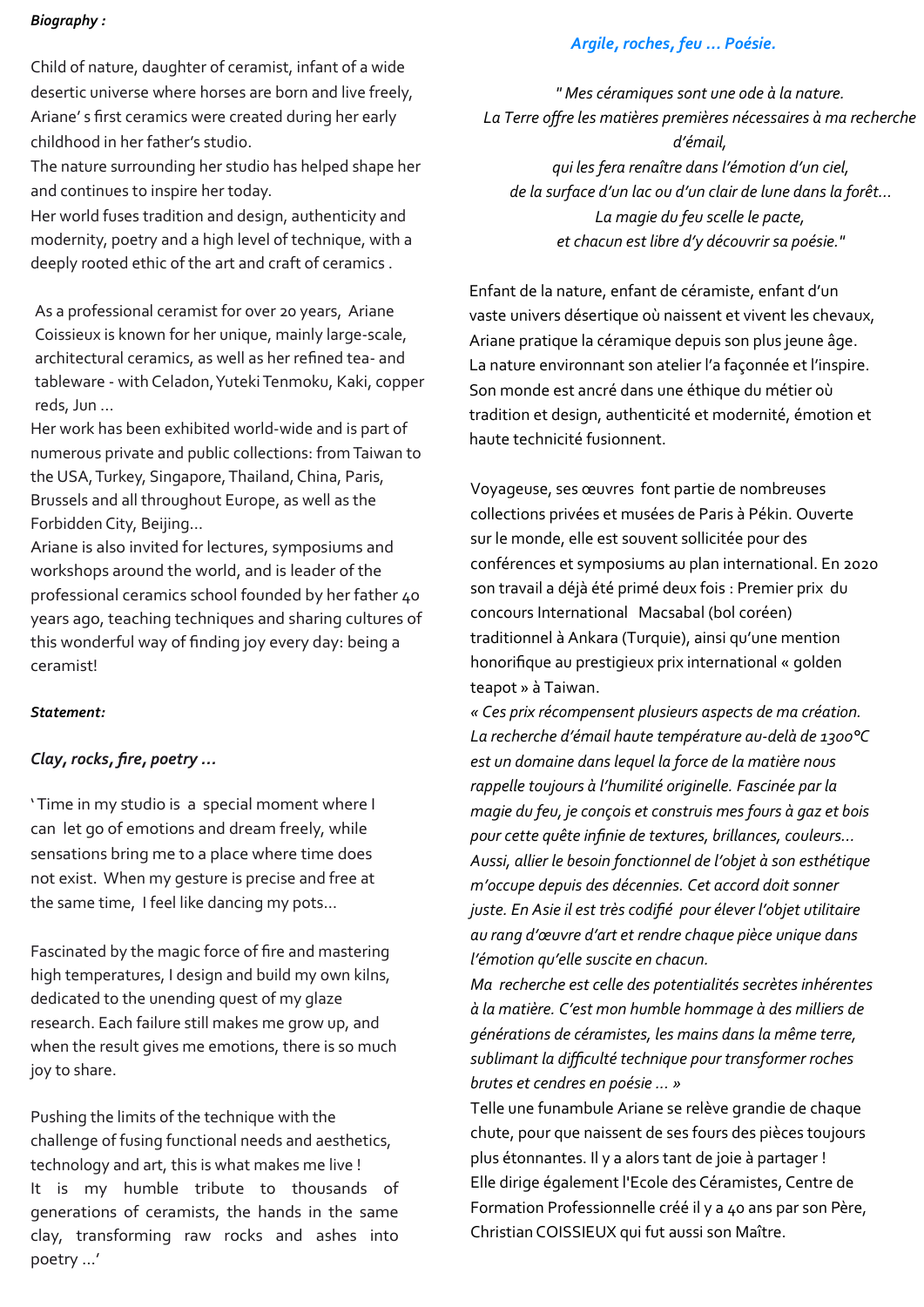***Biography :***

Child of nature, daughter of ceramist, infant of a wide desertic universe where horses are born and live freely, Ariane' s first ceramics were created during her early childhood in her father's studio.
The nature surrounding her studio has helped shape her and continues to inspire her today.
Her world fuses tradition and design, authenticity and modernity, poetry and a high level of technique, with a deeply rooted ethic of the art and craft of ceramics .

As a professional ceramist for over 20 years, Ariane Coissieux is known for her unique, mainly large-scale, architectural ceramics, as well as her refined tea- and tableware - with Celadon, Yuteki Tenmoku, Kaki, copper reds, Jun ...
Her work has been exhibited world-wide and is part of numerous private and public collections: from Taiwan to the USA, Turkey, Singapore, Thailand, China, Paris, Brussels and all throughout Europe, as well as the Forbidden City, Beijing...
Ariane is also invited for lectures, symposiums and workshops around the world, and is leader of the professional ceramics school founded by her father 40 years ago, teaching techniques and sharing cultures of this wonderful way of finding joy every day: being a ceramist!

***Statement:***

***Clay, rocks, fire, poetry ...***

'Time in my studio is a special moment where I can let go of emotions and dream freely, while sensations bring me to a place where time does not exist. When my gesture is precise and free at the same time, I feel like dancing my pots...

Fascinated by the magic force of fire and mastering high temperatures, I design and build my own kilns, dedicated to the unending quest of my glaze research. Each failure still makes me grow up, and when the result gives me emotions, there is so much joy to share.

Pushing the limits of the technique with the challenge of fusing functional needs and aesthetics, technology and art, this is what makes me live !
It is my humble tribute to thousands of generations of ceramists, the hands in the same clay, transforming raw rocks and ashes into poetry ...'

***Argile, roches, feu ... Poésie.***

*" Mes céramiques sont une ode à la nature.*
*La Terre offre les matières premières nécessaires à ma recherche d'émail,*
*qui les fera renaître dans l'émotion d'un ciel,*
*de la surface d'un lac ou d'un clair de lune dans la forêt...*
*La magie du feu scelle le pacte,*
*et chacun est libre d'y découvrir sa poésie."*

Enfant de la nature, enfant de céramiste, enfant d'un vaste univers désertique où naissent et vivent les chevaux, Ariane pratique la céramique depuis son plus jeune âge. La nature environnant son atelier l'a façonnée et l'inspire. Son monde est ancré dans une éthique du métier où tradition et design, authenticité et modernité, émotion et haute technicité fusionnent.

Voyageuse, ses œuvres font partie de nombreuses collections privées et musées de Paris à Pékin. Ouverte sur le monde, elle est souvent sollicitée pour des conférences et symposiums au plan international. En 2020 son travail a déjà été primé deux fois : Premier prix du concours International Macsabal (bol coréen) traditionnel à Ankara (Turquie), ainsi qu'une mention honorifique au prestigieux prix international « golden teapot » à Taiwan.
*« Ces prix récompensent plusieurs aspects de ma création. La recherche d'émail haute température au-delà de 1300°C est un domaine dans lequel la force de la matière nous rappelle toujours à l'humilité originelle. Fascinée par la magie du feu, je conçois et construis mes fours à gaz et bois pour cette quête infinie de textures, brillances, couleurs... Aussi, allier le besoin fonctionnel de l'objet à son esthétique m'occupe depuis des décennies. Cet accord doit sonner juste. En Asie il est très codifié pour élever l'objet utilitaire au rang d'œuvre d'art et rendre chaque pièce unique dans l'émotion qu'elle suscite en chacun.*
*Ma recherche est celle des potentialités secrètes inhérentes à la matière. C'est mon humble hommage à des milliers de générations de céramistes, les mains dans la même terre, sublimant la difficulté technique pour transformer roches brutes et cendres en poésie ... »*
Telle une funambule Ariane se relève grandie de chaque chute, pour que naissent de ses fours des pièces toujours plus étonnantes. Il y a alors tant de joie à partager !
Elle dirige également l'Ecole des Céramistes, Centre de Formation Professionnelle créé il y a 40 ans par son Père, Christian COISSIEUX qui fut aussi son Maître.